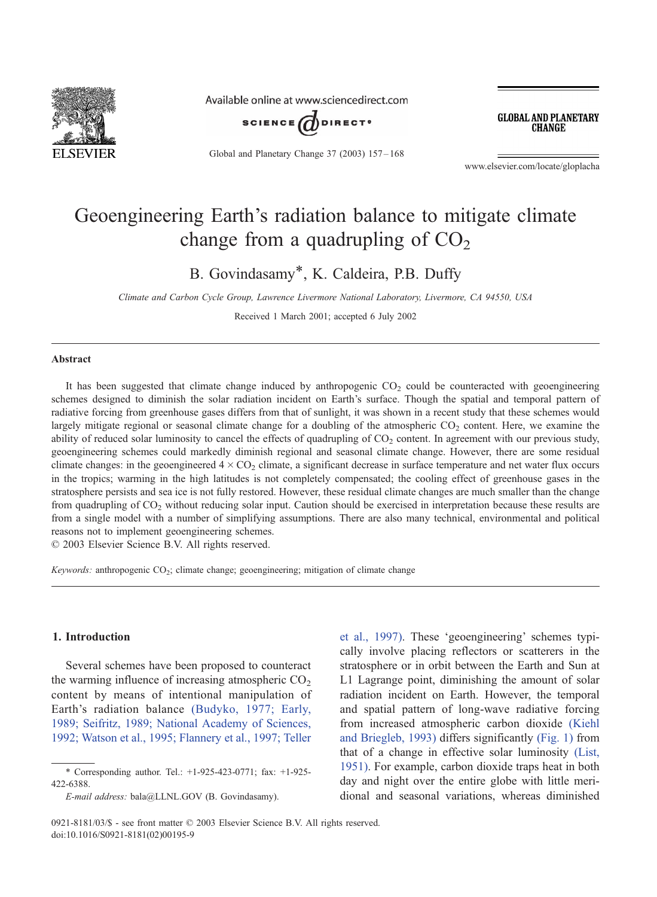# Geoengineering Earth's radiation balance to mitigate climate change from a quadrupling of $CO_2$

B. Govindasamy*, K. Caldeira, P.B. Duffy

*Climate and Carbon Cycle Group, Lawrence Livermore National Laboratory, Livermore, CA 94550, USA*

Received 1 March 2001; accepted 6 July 2002

## Abstract

It has been suggested that climate change induced by anthropogenic $CO_2$ could be counteracted with geoengineering schemes designed to diminish the solar radiation incident on Earth's surface. Though the spatial and temporal pattern of radiative forcing from greenhouse gases differs from that of sunlight, it was shown in a recent study that these schemes would largely mitigate regional or seasonal climate change for a doubling of the atmospheric $CO_2$ content. Here, we examine the ability of reduced solar luminosity to cancel the effects of quadrupling of $CO_2$ content. In agreement with our previous study, geoengineering schemes could markedly diminish regional and seasonal climate change. However, there are some residual climate changes: in the geoengineered $4 \times CO_2$ climate, a significant decrease in surface temperature and net water flux occurs in the tropics; warming in the high latitudes is not completely compensated; the cooling effect of greenhouse gases in the stratosphere persists and sea ice is not fully restored. However, these residual climate changes are much smaller than the change from quadrupling of $CO_2$ without reducing solar input. Caution should be exercised in interpretation because these results are from a single model with a number of simplifying assumptions. There are also many technical, environmental and political reasons not to implement geoengineering schemes.

© 2003 Elsevier Science B.V. All rights reserved.

*Keywords:* anthropogenic $CO_2$; climate change; geoengineering; mitigation of climate change

## 1. Introduction

Several schemes have been proposed to counteract the warming influence of increasing atmospheric $CO_2$ content by means of intentional manipulation of Earth's radiation balance (Budyko, 1977; Early, 1989; Seifritz, 1989; National Academy of Sciences, 1992; Watson et al., 1995; Flannery et al., 1997; Teller et al., 1997). These 'geoengineering' schemes typically involve placing reflectors or scatterers in the stratosphere or in orbit between the Earth and Sun at L1 Lagrange point, diminishing the amount of solar radiation incident on Earth. However, the temporal and spatial pattern of long-wave radiative forcing from increased atmospheric carbon dioxide (Kiehl and Briegleb, 1993) differs significantly (Fig. 1) from that of a change in effective solar luminosity (List, 1951). For example, carbon dioxide traps heat in both day and night over the entire globe with little meridional and seasonal variations, whereas diminished

* Corresponding author. Tel.: +1-925-423-0771; fax: +1-925-422-6388.

*E-mail address:* bala@LLNL.GOV (B. Govindasamy).

0921-8181/03/$ - see front matter © 2003 Elsevier Science B.V. All rights reserved.
doi:10.1016/S0921-8181(02)00195-9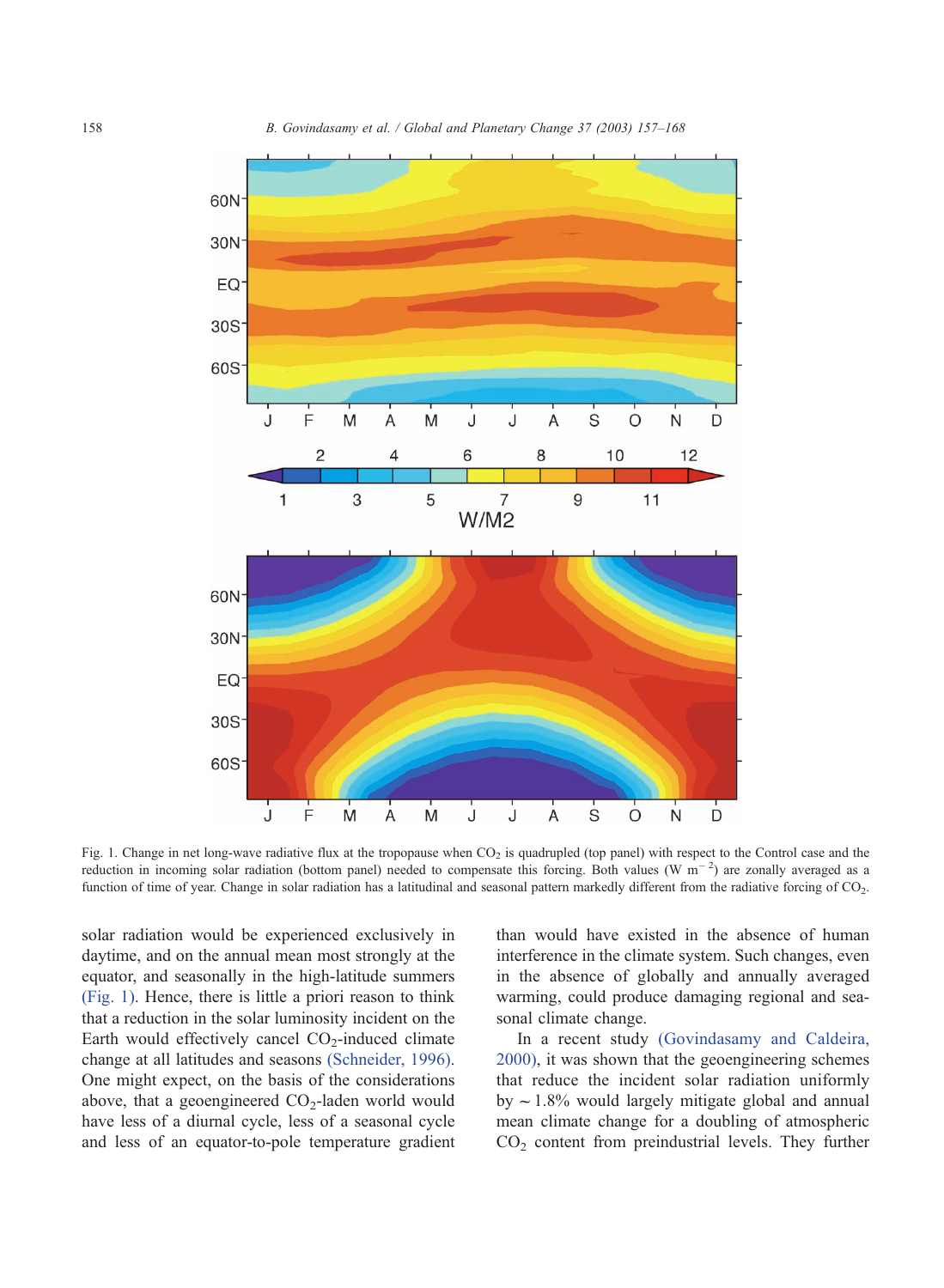Fig. 1. Change in net long-wave radiative flux at the tropopause when $CO_2$ is quadrupled (top panel) with respect to the Control case and the reduction in incoming solar radiation (bottom panel) needed to compensate this forcing. Both values (W $m^{-2}$) are zonally averaged as a function of time of year. Change in solar radiation has a latitudinal and seasonal pattern markedly different from the radiative forcing of $CO_2$.

solar radiation would be experienced exclusively in daytime, and on the annual mean most strongly at the equator, and seasonally in the high-latitude summers (Fig. 1). Hence, there is little a priori reason to think that a reduction in the solar luminosity incident on the Earth would effectively cancel $CO_2$-induced climate change at all latitudes and seasons (Schneider, 1996). One might expect, on the basis of the considerations above, that a geoengineered $CO_2$-laden world would have less of a diurnal cycle, less of a seasonal cycle and less of an equator-to-pole temperature gradient than would have existed in the absence of human interference in the climate system. Such changes, even in the absence of globally and annually averaged warming, could produce damaging regional and seasonal climate change.

In a recent study (Govindasamy and Caldeira, 2000), it was shown that the geoengineering schemes that reduce the incident solar radiation uniformly by ~ 1.8% would largely mitigate global and annual mean climate change for a doubling of atmospheric $CO_2$ content from preindustrial levels. They further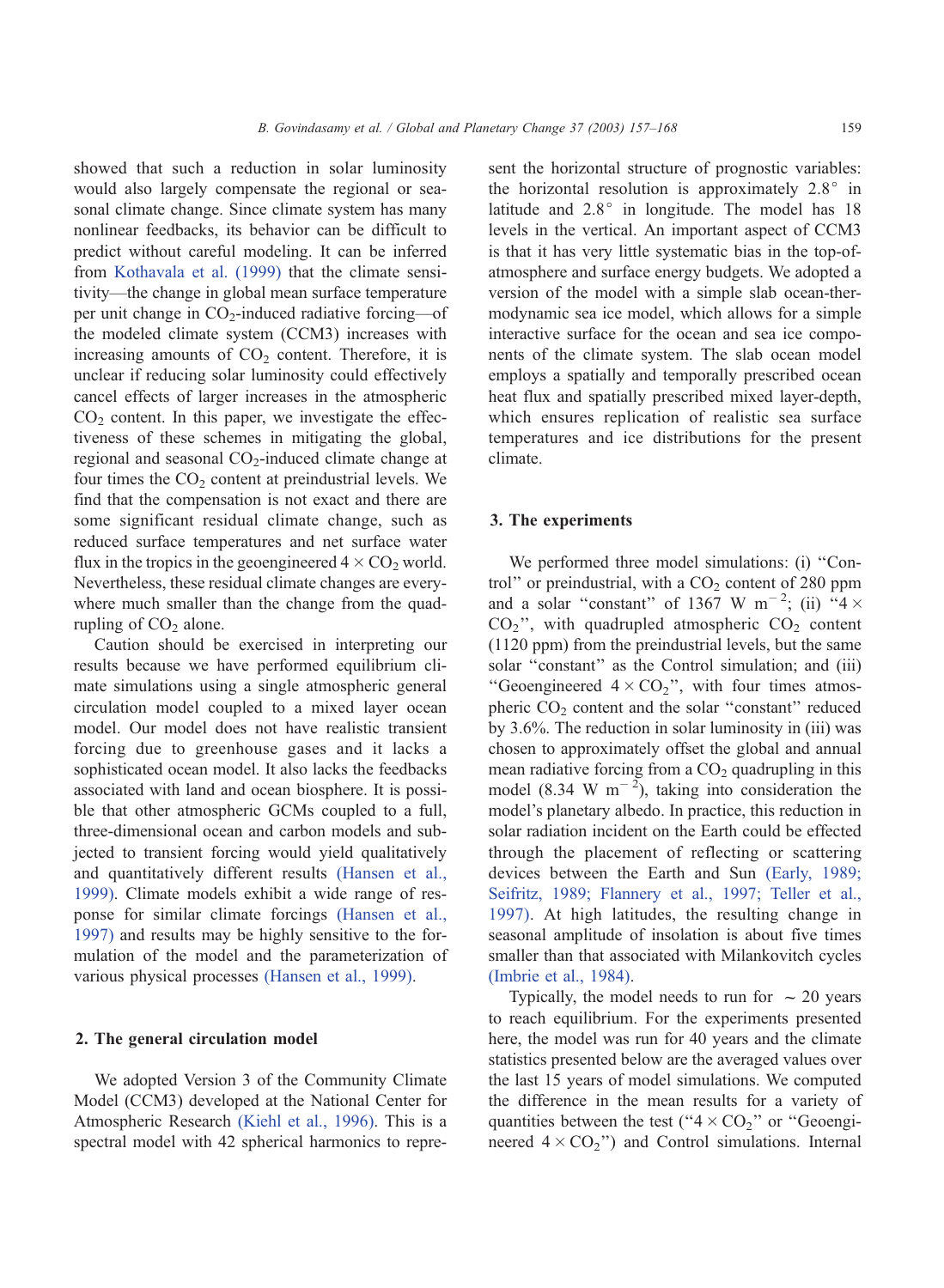showed that such a reduction in solar luminosity would also largely compensate the regional or seasonal climate change. Since climate system has many nonlinear feedbacks, its behavior can be difficult to predict without careful modeling. It can be inferred from Kothavala et al. (1999) that the climate sensitivity—the change in global mean surface temperature per unit change in $CO_2$-induced radiative forcing—of the modeled climate system (CCM3) increases with increasing amounts of $CO_2$ content. Therefore, it is unclear if reducing solar luminosity could effectively cancel effects of larger increases in the atmospheric $CO_2$ content. In this paper, we investigate the effectiveness of these schemes in mitigating the global, regional and seasonal $CO_2$-induced climate change at four times the $CO_2$ content at preindustrial levels. We find that the compensation is not exact and there are some significant residual climate change, such as reduced surface temperatures and net surface water flux in the tropics in the geoengineered $4 \times CO_2$ world. Nevertheless, these residual climate changes are everywhere much smaller than the change from the quadrupling of $CO_2$ alone.

Caution should be exercised in interpreting our results because we have performed equilibrium climate simulations using a single atmospheric general circulation model coupled to a mixed layer ocean model. Our model does not have realistic transient forcing due to greenhouse gases and it lacks a sophisticated ocean model. It also lacks the feedbacks associated with land and ocean biosphere. It is possible that other atmospheric GCMs coupled to a full, three-dimensional ocean and carbon models and subjected to transient forcing would yield qualitatively and quantitatively different results (Hansen et al., 1999). Climate models exhibit a wide range of response for similar climate forcings (Hansen et al., 1997) and results may be highly sensitive to the formulation of the model and the parameterization of various physical processes (Hansen et al., 1999).

## 2. The general circulation model

We adopted Version 3 of the Community Climate Model (CCM3) developed at the National Center for Atmospheric Research (Kiehl et al., 1996). This is a spectral model with 42 spherical harmonics to represent the horizontal structure of prognostic variables: the horizontal resolution is approximately 2.8° in latitude and 2.8° in longitude. The model has 18 levels in the vertical. An important aspect of CCM3 is that it has very little systematic bias in the top-of-atmosphere and surface energy budgets. We adopted a version of the model with a simple slab ocean-thermodynamic sea ice model, which allows for a simple interactive surface for the ocean and sea ice components of the climate system. The slab ocean model employs a spatially and temporally prescribed ocean heat flux and spatially prescribed mixed layer-depth, which ensures replication of realistic sea surface temperatures and ice distributions for the present climate.

## 3. The experiments

We performed three model simulations: (i) "Control" or preindustrial, with a $CO_2$ content of 280 ppm and a solar "constant" of 1367 W $m^{-2}$; (ii) "$4 \times CO_2$", with quadrupled atmospheric $CO_2$ content (1120 ppm) from the preindustrial levels, but the same solar "constant" as the Control simulation; and (iii) "Geoengineered $4 \times CO_2$", with four times atmospheric $CO_2$ content and the solar "constant" reduced by 3.6%. The reduction in solar luminosity in (iii) was chosen to approximately offset the global and annual mean radiative forcing from a $CO_2$ quadrupling in this model (8.34 W $m^{-2}$), taking into consideration the model's planetary albedo. In practice, this reduction in solar radiation incident on the Earth could be effected through the placement of reflecting or scattering devices between the Earth and Sun (Early, 1989; Seifritz, 1989; Flannery et al., 1997; Teller et al., 1997). At high latitudes, the resulting change in seasonal amplitude of insolation is about five times smaller than that associated with Milankovitch cycles (Imbrie et al., 1984).

Typically, the model needs to run for ~ 20 years to reach equilibrium. For the experiments presented here, the model was run for 40 years and the climate statistics presented below are the averaged values over the last 15 years of model simulations. We computed the difference in the mean results for a variety of quantities between the test ("$4 \times CO_2$" or "Geoengineered $4 \times CO_2$") and Control simulations. Internal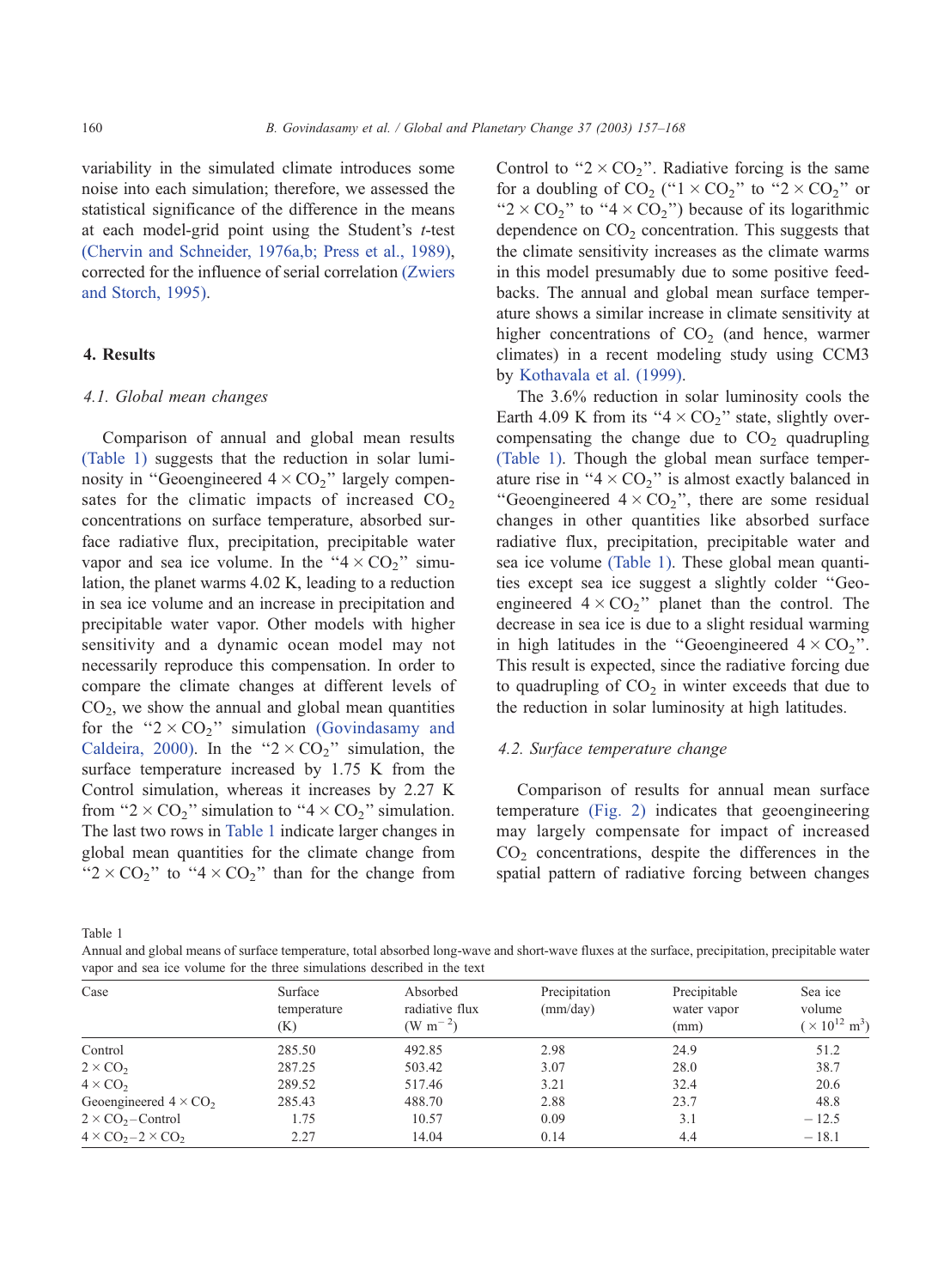variability in the simulated climate introduces some noise into each simulation; therefore, we assessed the statistical significance of the difference in the means at each model-grid point using the Student's *t*-test (Chervin and Schneider, 1976a,b; Press et al., 1989), corrected for the influence of serial correlation (Zwiers and Storch, 1995).

## 4. Results

### 4.1. Global mean changes

Comparison of annual and global mean results (Table 1) suggests that the reduction in solar luminosity in "Geoengineered $4 \times CO_2$" largely compensates for the climatic impacts of increased $CO_2$ concentrations on surface temperature, absorbed surface radiative flux, precipitation, precipitable water vapor and sea ice volume. In the "$4 \times CO_2$" simulation, the planet warms 4.02 K, leading to a reduction in sea ice volume and an increase in precipitation and precipitable water vapor. Other models with higher sensitivity and a dynamic ocean model may not necessarily reproduce this compensation. In order to compare the climate changes at different levels of $CO_2$, we show the annual and global mean quantities for the "$2 \times CO_2$" simulation (Govindasamy and Caldeira, 2000). In the "$2 \times CO_2$" simulation, the surface temperature increased by 1.75 K from the Control simulation, whereas it increases by 2.27 K from "$2 \times CO_2$" simulation to "$4 \times CO_2$" simulation. The last two rows in Table 1 indicate larger changes in global mean quantities for the climate change from "$2 \times CO_2$" to "$4 \times CO_2$" than for the change from Control to "$2 \times CO_2$". Radiative forcing is the same for a doubling of $CO_2$ ("$1 \times CO_2$" to "$2 \times CO_2$" or "$2 \times CO_2$" to "$4 \times CO_2$") because of its logarithmic dependence on $CO_2$ concentration. This suggests that the climate sensitivity increases as the climate warms in this model presumably due to some positive feedbacks. The annual and global mean surface temperature shows a similar increase in climate sensitivity at higher concentrations of $CO_2$ (and hence, warmer climates) in a recent modeling study using CCM3 by Kothavala et al. (1999).

The 3.6% reduction in solar luminosity cools the Earth 4.09 K from its "$4 \times CO_2$" state, slightly overcompensating the change due to $CO_2$ quadrupling (Table 1). Though the global mean surface temperature rise in "$4 \times CO_2$" is almost exactly balanced in "Geoengineered $4 \times CO_2$", there are some residual changes in other quantities like absorbed surface radiative flux, precipitation, precipitable water and sea ice volume (Table 1). These global mean quantities except sea ice suggest a slightly colder "Geoengineered $4 \times CO_2$" planet than the control. The decrease in sea ice is due to a slight residual warming in high latitudes in the "Geoengineered $4 \times CO_2$". This result is expected, since the radiative forcing due to quadrupling of $CO_2$ in winter exceeds that due to the reduction in solar luminosity at high latitudes.

### 4.2. Surface temperature change

Comparison of results for annual mean surface temperature (Fig. 2) indicates that geoengineering may largely compensate for impact of increased $CO_2$ concentrations, despite the differences in the spatial pattern of radiative forcing between changes

Table 1
Annual and global means of surface temperature, total absorbed long-wave and short-wave fluxes at the surface, precipitation, precipitable water vapor and sea ice volume for the three simulations described in the text

| Case | Surface temperature (K) | Absorbed radiative flux (W m$^{-2}$) | Precipitation (mm/day) | Precipitable water vapor (mm) | Sea ice volume ($\times 10^{12}$ m$^3$) |
|---|---|---|---|---|---|
| Control | 285.50 | 492.85 | 2.98 | 24.9 | 51.2 |
| $2 \times CO_2$ | 287.25 | 503.42 | 3.07 | 28.0 | 38.7 |
| $4 \times CO_2$ | 289.52 | 517.46 | 3.21 | 32.4 | 20.6 |
| Geoengineered $4 \times CO_2$ | 285.43 | 488.70 | 2.88 | 23.7 | 48.8 |
| $2 \times CO_2$ – Control | 1.75 | 10.57 | 0.09 | 3.1 | −12.5 |
| $4 \times CO_2$ – $2 \times CO_2$ | 2.27 | 14.04 | 0.14 | 4.4 | −18.1 |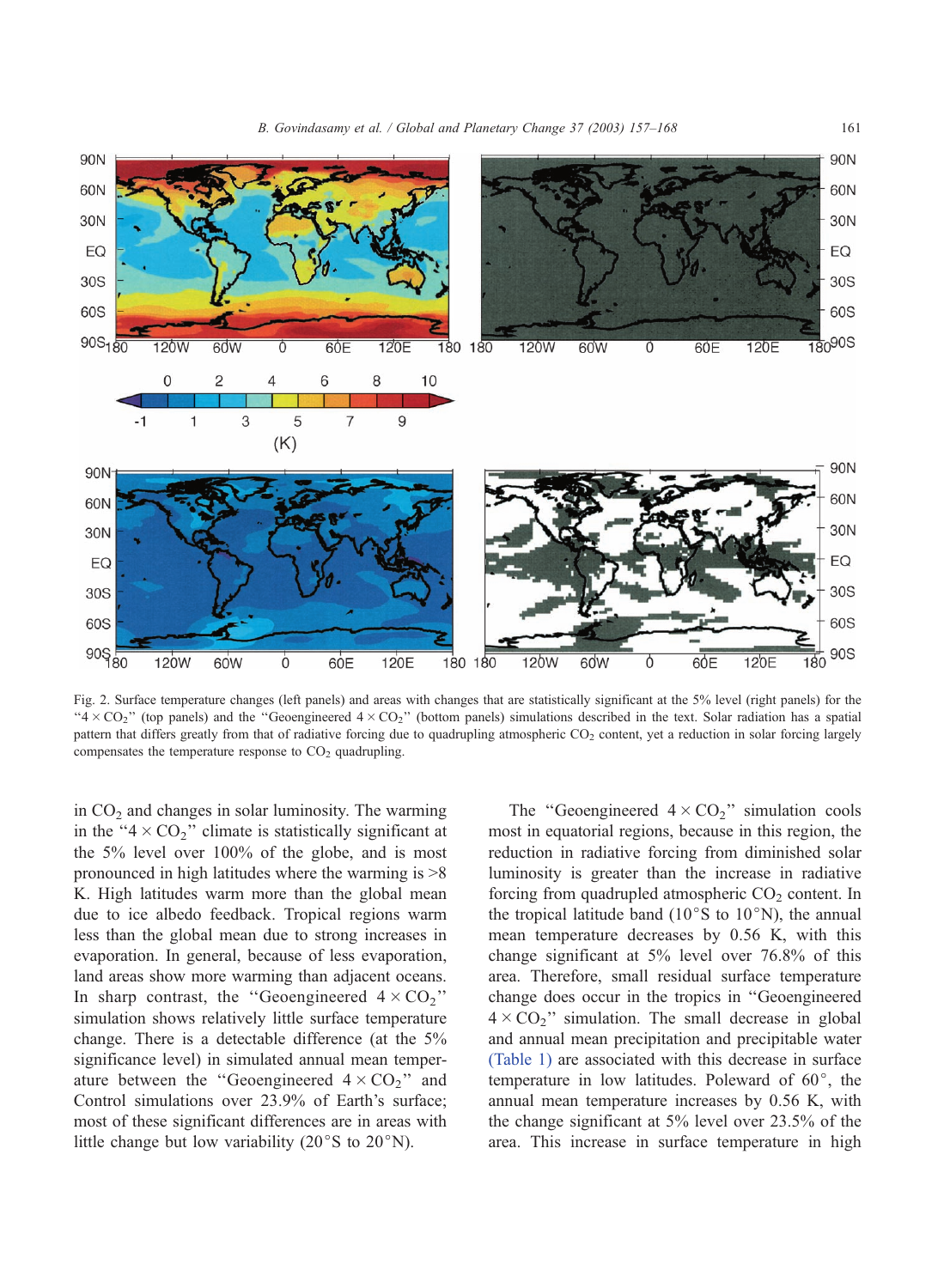Fig. 2. Surface temperature changes (left panels) and areas with changes that are statistically significant at the 5% level (right panels) for the "$4\times CO_2$" (top panels) and the "Geoengineered $4\times CO_2$" (bottom panels) simulations described in the text. Solar radiation has a spatial pattern that differs greatly from that of radiative forcing due to quadrupling atmospheric $CO_2$ content, yet a reduction in solar forcing largely compensates the temperature response to $CO_2$ quadrupling.

in $CO_2$ and changes in solar luminosity. The warming in the "$4\times CO_2$" climate is statistically significant at the 5% level over 100% of the globe, and is most pronounced in high latitudes where the warming is >8 K. High latitudes warm more than the global mean due to ice albedo feedback. Tropical regions warm less than the global mean due to strong increases in evaporation. In general, because of less evaporation, land areas show more warming than adjacent oceans. In sharp contrast, the "Geoengineered $4\times CO_2$" simulation shows relatively little surface temperature change. There is a detectable difference (at the 5% significance level) in simulated annual mean temperature between the "Geoengineered $4\times CO_2$" and Control simulations over 23.9% of Earth's surface; most of these significant differences are in areas with little change but low variability (20°S to 20°N).

The "Geoengineered $4\times CO_2$" simulation cools most in equatorial regions, because in this region, the reduction in radiative forcing from diminished solar luminosity is greater than the increase in radiative forcing from quadrupled atmospheric $CO_2$ content. In the tropical latitude band (10°S to 10°N), the annual mean temperature decreases by 0.56 K, with this change significant at 5% level over 76.8% of this area. Therefore, small residual surface temperature change does occur in the tropics in "Geoengineered $4\times CO_2$" simulation. The small decrease in global and annual mean precipitation and precipitable water (Table 1) are associated with this decrease in surface temperature in low latitudes. Poleward of 60°, the annual mean temperature increases by 0.56 K, with the change significant at 5% level over 23.5% of the area. This increase in surface temperature in high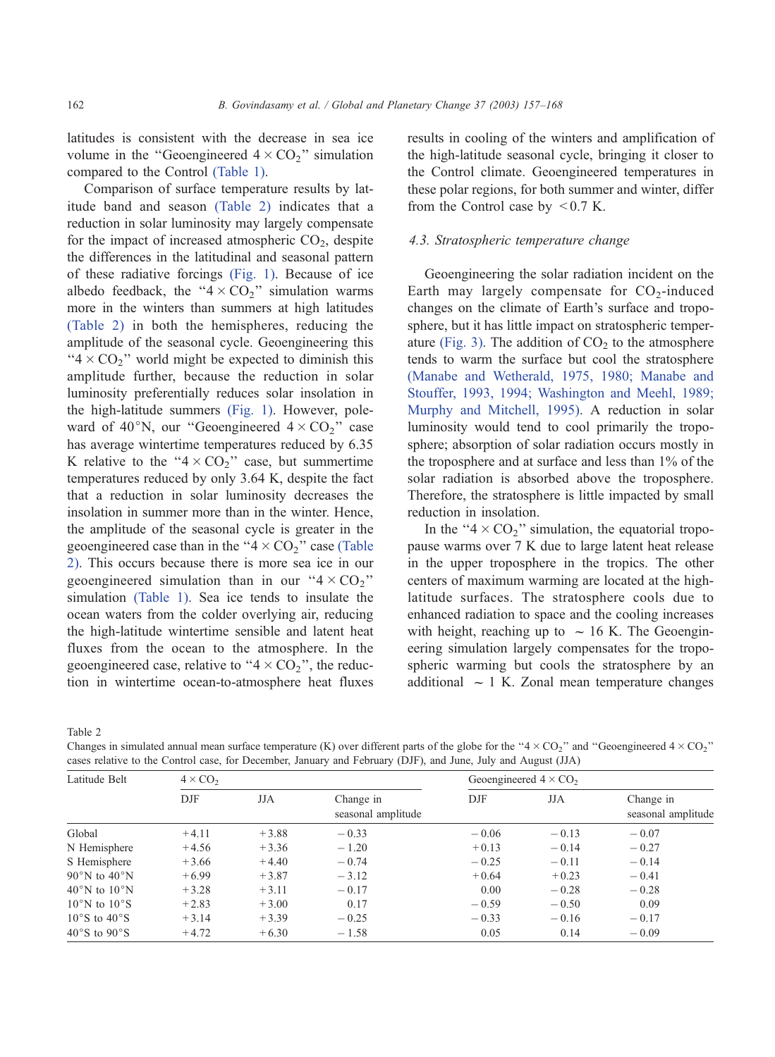latitudes is consistent with the decrease in sea ice volume in the "Geoengineered $4 \times CO_2$" simulation compared to the Control (Table 1).

Comparison of surface temperature results by latitude band and season (Table 2) indicates that a reduction in solar luminosity may largely compensate for the impact of increased atmospheric $CO_2$, despite the differences in the latitudinal and seasonal pattern of these radiative forcings (Fig. 1). Because of ice albedo feedback, the "$4 \times CO_2$" simulation warms more in the winters than summers at high latitudes (Table 2) in both the hemispheres, reducing the amplitude of the seasonal cycle. Geoengineering this "$4 \times CO_2$" world might be expected to diminish this amplitude further, because the reduction in solar luminosity preferentially reduces solar insolation in the high-latitude summers (Fig. 1). However, poleward of 40°N, our "Geoengineered $4 \times CO_2$" case has average wintertime temperatures reduced by 6.35 K relative to the "$4 \times CO_2$" case, but summertime temperatures reduced by only 3.64 K, despite the fact that a reduction in solar luminosity decreases the insolation in summer more than in the winter. Hence, the amplitude of the seasonal cycle is greater in the geoengineered case than in the "$4 \times CO_2$" case (Table 2). This occurs because there is more sea ice in our geoengineered simulation than in our "$4 \times CO_2$" simulation (Table 1). Sea ice tends to insulate the ocean waters from the colder overlying air, reducing the high-latitude wintertime sensible and latent heat fluxes from the ocean to the atmosphere. In the geoengineered case, relative to "$4 \times CO_2$", the reduction in wintertime ocean-to-atmosphere heat fluxes results in cooling of the winters and amplification of the high-latitude seasonal cycle, bringing it closer to the Control climate. Geoengineered temperatures in these polar regions, for both summer and winter, differ from the Control case by $< 0.7$ K.

### 4.3. Stratospheric temperature change

Geoengineering the solar radiation incident on the Earth may largely compensate for $CO_2$-induced changes on the climate of Earth's surface and troposphere, but it has little impact on stratospheric temperature (Fig. 3). The addition of $CO_2$ to the atmosphere tends to warm the surface but cool the stratosphere (Manabe and Wetherald, 1975, 1980; Manabe and Stouffer, 1993, 1994; Washington and Meehl, 1989; Murphy and Mitchell, 1995). A reduction in solar luminosity would tend to cool primarily the troposphere; absorption of solar radiation occurs mostly in the troposphere and at surface and less than 1% of the solar radiation is absorbed above the troposphere. Therefore, the stratosphere is little impacted by small reduction in insolation.

In the "$4 \times CO_2$" simulation, the equatorial tropopause warms over 7 K due to large latent heat release in the upper troposphere in the tropics. The other centers of maximum warming are located at the high-latitude surfaces. The stratosphere cools due to enhanced radiation to space and the cooling increases with height, reaching up to $\sim 16$ K. The Geoengineering simulation largely compensates for the tropospheric warming but cools the stratosphere by an additional $\sim 1$ K. Zonal mean temperature changes

Table 2
Changes in simulated annual mean surface temperature (K) over different parts of the globe for the "$4 \times CO_2$" and "Geoengineered $4 \times CO_2$" cases relative to the Control case, for December, January and February (DJF), and June, July and August (JJA)

| Latitude Belt | $4 \times CO_2$ | | | Geoengineered $4 \times CO_2$ | | |
|---|---|---|---|---|---|---|
| | DJF | JJA | Change in seasonal amplitude | DJF | JJA | Change in seasonal amplitude |
| Global | +4.11 | +3.88 | −0.33 | −0.06 | −0.13 | −0.07 |
| N Hemisphere | +4.56 | +3.36 | −1.20 | +0.13 | −0.14 | −0.27 |
| S Hemisphere | +3.66 | +4.40 | −0.74 | −0.25 | −0.11 | −0.14 |
| 90°N to 40°N | +6.99 | +3.87 | −3.12 | +0.64 | +0.23 | −0.41 |
| 40°N to 10°N | +3.28 | +3.11 | −0.17 | 0.00 | −0.28 | −0.28 |
| 10°N to 10°S | +2.83 | +3.00 | 0.17 | −0.59 | −0.50 | 0.09 |
| 10°S to 40°S | +3.14 | +3.39 | −0.25 | −0.33 | −0.16 | −0.17 |
| 40°S to 90°S | +4.72 | +6.30 | −1.58 | 0.05 | 0.14 | −0.09 |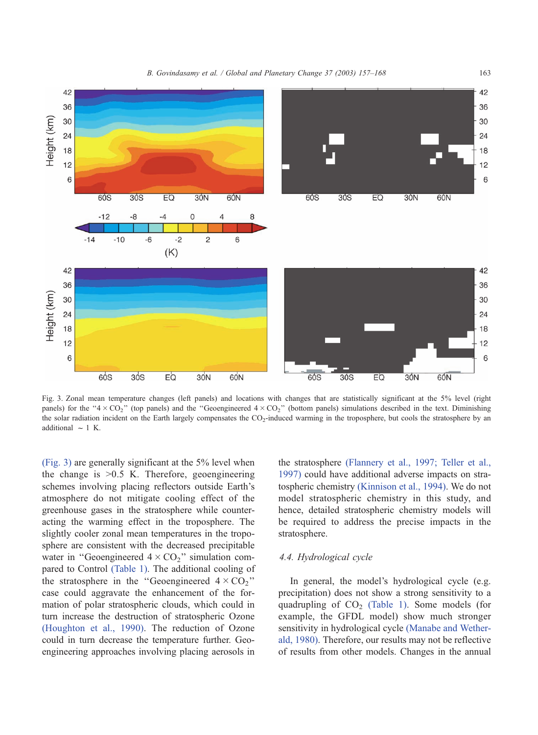Fig. 3. Zonal mean temperature changes (left panels) and locations with changes that are statistically significant at the 5% level (right panels) for the "$4 \times CO_2$" (top panels) and the "Geoengineered $4 \times CO_2$" (bottom panels) simulations described in the text. Diminishing the solar radiation incident on the Earth largely compensates the $CO_2$-induced warming in the troposphere, but cools the stratosphere by an additional $\sim 1$ K.

(Fig. 3) are generally significant at the 5% level when the change is >0.5 K. Therefore, geoengineering schemes involving placing reflectors outside Earth's atmosphere do not mitigate cooling effect of the greenhouse gases in the stratosphere while counter-acting the warming effect in the troposphere. The slightly cooler zonal mean temperatures in the troposphere are consistent with the decreased precipitable water in "Geoengineered $4 \times CO_2$" simulation compared to Control (Table 1). The additional cooling of the stratosphere in the "Geoengineered $4 \times CO_2$" case could aggravate the enhancement of the formation of polar stratospheric clouds, which could in turn increase the destruction of stratospheric Ozone (Houghton et al., 1990). The reduction of Ozone could in turn decrease the temperature further. Geoengineering approaches involving placing aerosols in the stratosphere (Flannery et al., 1997; Teller et al., 1997) could have additional adverse impacts on stratospheric chemistry (Kinnison et al., 1994). We do not model stratospheric chemistry in this study, and hence, detailed stratospheric chemistry models will be required to address the precise impacts in the stratosphere.

### 4.4. Hydrological cycle

In general, the model's hydrological cycle (e.g. precipitation) does not show a strong sensitivity to a quadrupling of $CO_2$ (Table 1). Some models (for example, the GFDL model) show much stronger sensitivity in hydrological cycle (Manabe and Wetherald, 1980). Therefore, our results may not be reflective of results from other models. Changes in the annual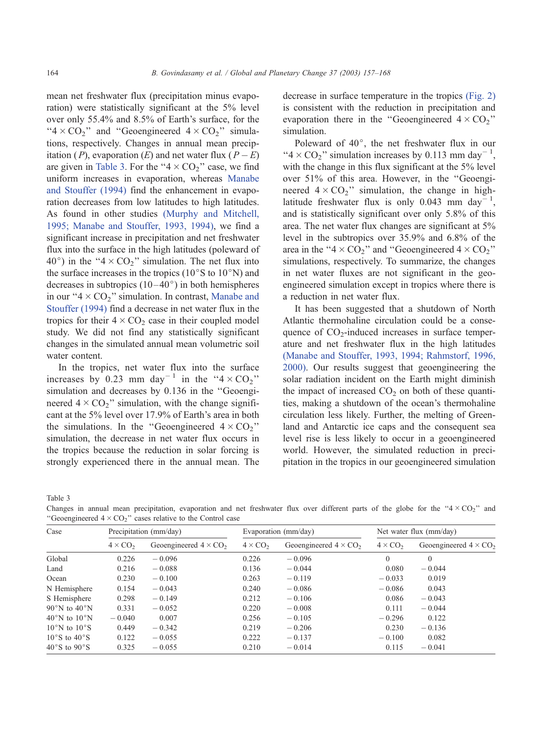mean net freshwater flux (precipitation minus evaporation) were statistically significant at the 5% level over only 55.4% and 8.5% of Earth's surface, for the "$4 \times CO_2$" and "Geoengineered $4 \times CO_2$" simulations, respectively. Changes in annual mean precipitation ($P$), evaporation ($E$) and net water flux ($P-E$) are given in Table 3. For the "$4 \times CO_2$" case, we find uniform increases in evaporation, whereas Manabe and Stouffer (1994) find the enhancement in evaporation decreases from low latitudes to high latitudes. As found in other studies (Murphy and Mitchell, 1995; Manabe and Stouffer, 1993, 1994), we find a significant increase in precipitation and net freshwater flux into the surface in the high latitudes (poleward of 40°) in the "$4 \times CO_2$" simulation. The net flux into the surface increases in the tropics (10°S to 10°N) and decreases in subtropics (10–40°) in both hemispheres in our "$4 \times CO_2$" simulation. In contrast, Manabe and Stouffer (1994) find a decrease in net water flux in the tropics for their $4 \times CO_2$ case in their coupled model study. We did not find any statistically significant changes in the simulated annual mean volumetric soil water content.

In the tropics, net water flux into the surface increases by 0.23 mm day$^{-1}$ in the "$4 \times CO_2$" simulation and decreases by 0.136 in the "Geoengineered $4 \times CO_2$" simulation, with the change significant at the 5% level over 17.9% of Earth's area in both the simulations. In the "Geoengineered $4 \times CO_2$" simulation, the decrease in net water flux occurs in the tropics because the reduction in solar forcing is strongly experienced there in the annual mean. The decrease in surface temperature in the tropics (Fig. 2) is consistent with the reduction in precipitation and evaporation there in the "Geoengineered $4 \times CO_2$" simulation.

Poleward of 40°, the net freshwater flux in our "$4 \times CO_2$" simulation increases by 0.113 mm day$^{-1}$, with the change in this flux significant at the 5% level over 51% of this area. However, in the "Geoengineered $4 \times CO_2$" simulation, the change in high-latitude freshwater flux is only 0.043 mm day$^{-1}$, and is statistically significant over only 5.8% of this area. The net water flux changes are significant at 5% level in the subtropics over 35.9% and 6.8% of the area in the "$4 \times CO_2$" and "Geoengineered $4 \times CO_2$" simulations, respectively. To summarize, the changes in net water fluxes are not significant in the geoengineered simulation except in tropics where there is a reduction in net water flux.

It has been suggested that a shutdown of North Atlantic thermohaline circulation could be a consequence of $CO_2$-induced increases in surface temperature and net freshwater flux in the high latitudes (Manabe and Stouffer, 1993, 1994; Rahmstorf, 1996, 2000). Our results suggest that geoengineering the solar radiation incident on the Earth might diminish the impact of increased $CO_2$ on both of these quantities, making a shutdown of the ocean's thermohaline circulation less likely. Further, the melting of Greenland and Antarctic ice caps and the consequent sea level rise is less likely to occur in a geoengineered world. However, the simulated reduction in precipitation in the tropics in our geoengineered simulation

Table 3

Changes in annual mean precipitation, evaporation and net freshwater flux over different parts of the globe for the "$4 \times CO_2$" and "Geoengineered $4 \times CO_2$" cases relative to the Control case

| Case | Precipitation (mm/day) | | Evaporation (mm/day) | | Net water flux (mm/day) | |
|---|---|---|---|---|---|---|
| | $4 \times CO_2$ | Geoengineered $4 \times CO_2$ | $4 \times CO_2$ | Geoengineered $4 \times CO_2$ | $4 \times CO_2$ | Geoengineered $4 \times CO_2$ |
| Global | 0.226 | −0.096 | 0.226 | −0.096 | 0 | 0 |
| Land | 0.216 | −0.088 | 0.136 | −0.044 | 0.080 | −0.044 |
| Ocean | 0.230 | −0.100 | 0.263 | −0.119 | −0.033 | 0.019 |
| N Hemisphere | 0.154 | −0.043 | 0.240 | −0.086 | −0.086 | 0.043 |
| S Hemisphere | 0.298 | −0.149 | 0.212 | −0.106 | 0.086 | −0.043 |
| 90°N to 40°N | 0.331 | −0.052 | 0.220 | −0.008 | 0.111 | −0.044 |
| 40°N to 10°N | −0.040 | 0.007 | 0.256 | −0.105 | −0.296 | 0.122 |
| 10°N to 10°S | 0.449 | −0.342 | 0.219 | −0.206 | 0.230 | −0.136 |
| 10°S to 40°S | 0.122 | −0.055 | 0.222 | −0.137 | −0.100 | 0.082 |
| 40°S to 90°S | 0.325 | −0.055 | 0.210 | −0.014 | 0.115 | −0.041 |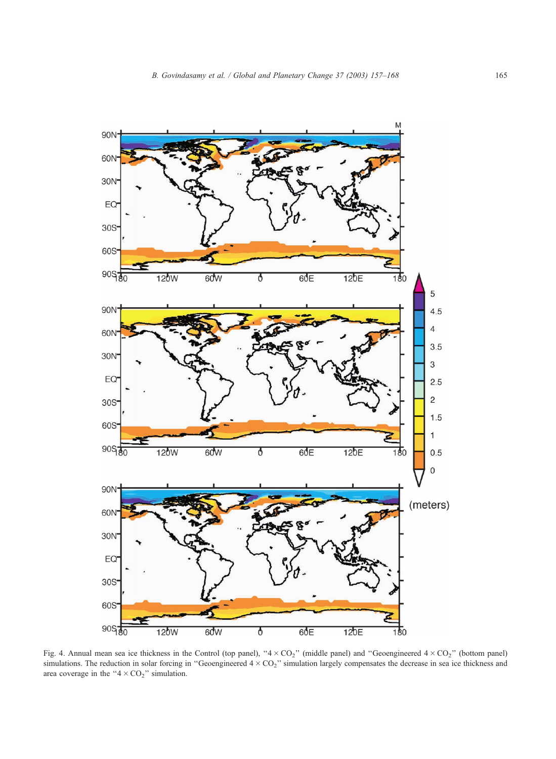Fig. 4. Annual mean sea ice thickness in the Control (top panel), "$4 \times CO_2$" (middle panel) and "Geoengineered $4 \times CO_2$" (bottom panel) simulations. The reduction in solar forcing in "Geoengineered $4 \times CO_2$" simulation largely compensates the decrease in sea ice thickness and area coverage in the "$4 \times CO_2$" simulation.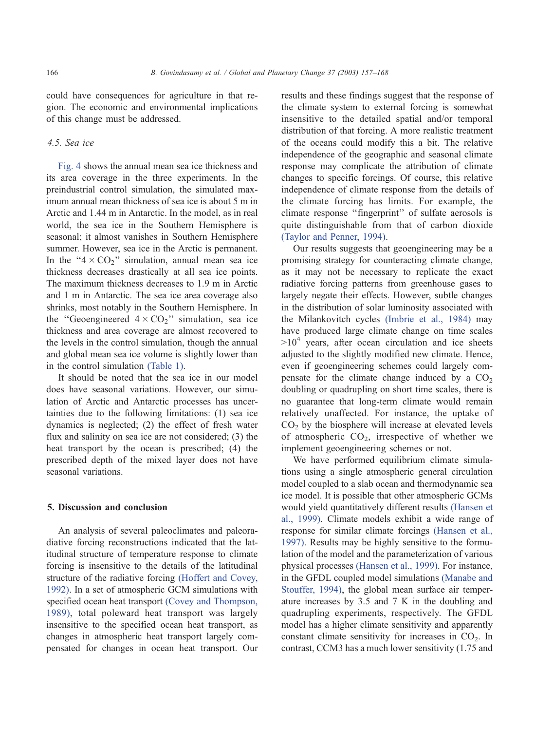could have consequences for agriculture in that region. The economic and environmental implications of this change must be addressed.

### 4.5. Sea ice

Fig. 4 shows the annual mean sea ice thickness and its area coverage in the three experiments. In the preindustrial control simulation, the simulated maximum annual mean thickness of sea ice is about 5 m in Arctic and 1.44 m in Antarctic. In the model, as in real world, the sea ice in the Southern Hemisphere is seasonal; it almost vanishes in Southern Hemisphere summer. However, sea ice in the Arctic is permanent. In the "$4 \times CO_2$" simulation, annual mean sea ice thickness decreases drastically at all sea ice points. The maximum thickness decreases to 1.9 m in Arctic and 1 m in Antarctic. The sea ice area coverage also shrinks, most notably in the Southern Hemisphere. In the "Geoengineered $4 \times CO_2$" simulation, sea ice thickness and area coverage are almost recovered to the levels in the control simulation, though the annual and global mean sea ice volume is slightly lower than in the control simulation (Table 1).

It should be noted that the sea ice in our model does have seasonal variations. However, our simulation of Arctic and Antarctic processes has uncertainties due to the following limitations: (1) sea ice dynamics is neglected; (2) the effect of fresh water flux and salinity on sea ice are not considered; (3) the heat transport by the ocean is prescribed; (4) the prescribed depth of the mixed layer does not have seasonal variations.

## 5. Discussion and conclusion

An analysis of several paleoclimates and paleoradiative forcing reconstructions indicated that the latitudinal structure of temperature response to climate forcing is insensitive to the details of the latitudinal structure of the radiative forcing (Hoffert and Covey, 1992). In a set of atmospheric GCM simulations with specified ocean heat transport (Covey and Thompson, 1989), total poleward heat transport was largely insensitive to the specified ocean heat transport, as changes in atmospheric heat transport largely compensated for changes in ocean heat transport. Our results and these findings suggest that the response of the climate system to external forcing is somewhat insensitive to the detailed spatial and/or temporal distribution of that forcing. A more realistic treatment of the oceans could modify this a bit. The relative independence of the geographic and seasonal climate response may complicate the attribution of climate changes to specific forcings. Of course, this relative independence of climate response from the details of the climate forcing has limits. For example, the climate response "fingerprint" of sulfate aerosols is quite distinguishable from that of carbon dioxide (Taylor and Penner, 1994).

Our results suggests that geoengineering may be a promising strategy for counteracting climate change, as it may not be necessary to replicate the exact radiative forcing patterns from greenhouse gases to largely negate their effects. However, subtle changes in the distribution of solar luminosity associated with the Milankovitch cycles (Imbrie et al., 1984) may have produced large climate change on time scales $>10^4$ years, after ocean circulation and ice sheets adjusted to the slightly modified new climate. Hence, even if geoengineering schemes could largely compensate for the climate change induced by a $CO_2$ doubling or quadrupling on short time scales, there is no guarantee that long-term climate would remain relatively unaffected. For instance, the uptake of $CO_2$ by the biosphere will increase at elevated levels of atmospheric $CO_2$, irrespective of whether we implement geoengineering schemes or not.

We have performed equilibrium climate simulations using a single atmospheric general circulation model coupled to a slab ocean and thermodynamic sea ice model. It is possible that other atmospheric GCMs would yield quantitatively different results (Hansen et al., 1999). Climate models exhibit a wide range of response for similar climate forcings (Hansen et al., 1997). Results may be highly sensitive to the formulation of the model and the parameterization of various physical processes (Hansen et al., 1999). For instance, in the GFDL coupled model simulations (Manabe and Stouffer, 1994), the global mean surface air temperature increases by 3.5 and 7 K in the doubling and quadrupling experiments, respectively. The GFDL model has a higher climate sensitivity and apparently constant climate sensitivity for increases in $CO_2$. In contrast, CCM3 has a much lower sensitivity (1.75 and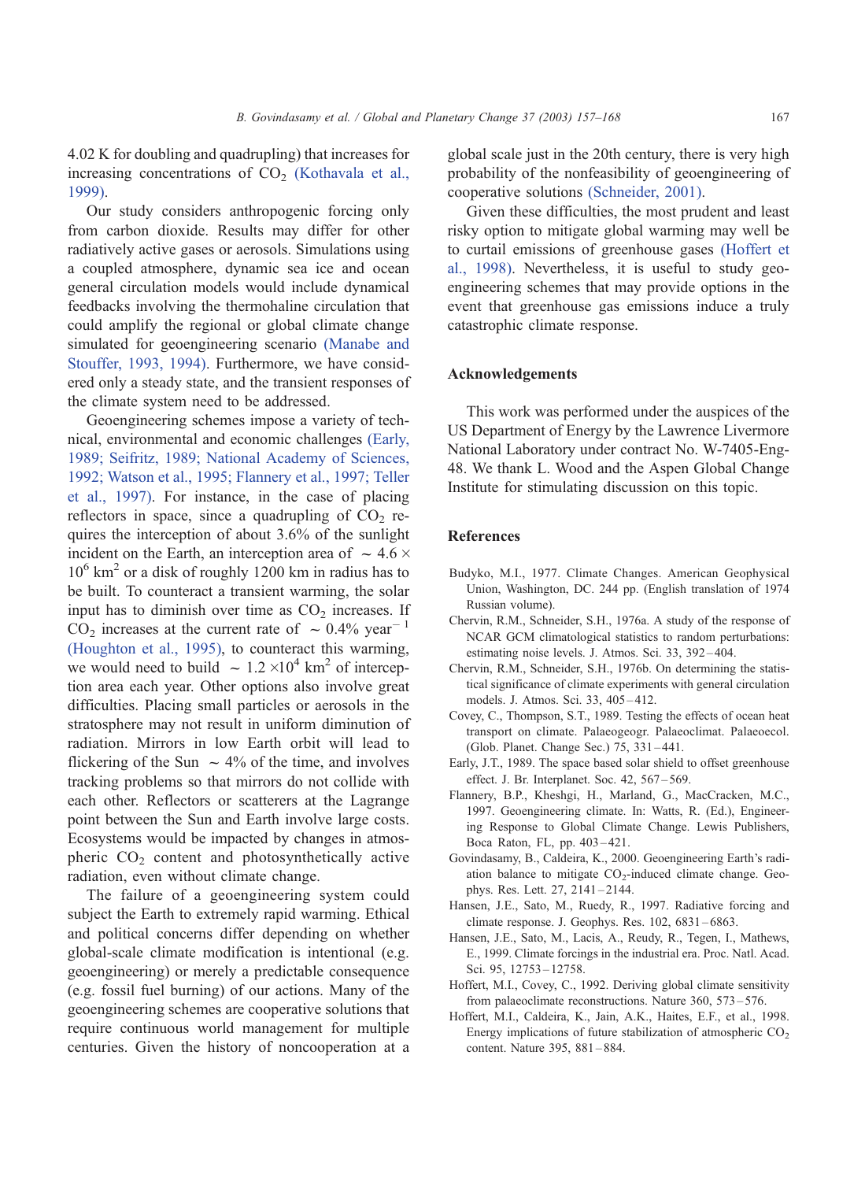4.02 K for doubling and quadrupling) that increases for increasing concentrations of $CO_2$ (Kothavala et al., 1999).

Our study considers anthropogenic forcing only from carbon dioxide. Results may differ for other radiatively active gases or aerosols. Simulations using a coupled atmosphere, dynamic sea ice and ocean general circulation models would include dynamical feedbacks involving the thermohaline circulation that could amplify the regional or global climate change simulated for geoengineering scenario (Manabe and Stouffer, 1993, 1994). Furthermore, we have considered only a steady state, and the transient responses of the climate system need to be addressed.

Geoengineering schemes impose a variety of technical, environmental and economic challenges (Early, 1989; Seifritz, 1989; National Academy of Sciences, 1992; Watson et al., 1995; Flannery et al., 1997; Teller et al., 1997). For instance, in the case of placing reflectors in space, since a quadrupling of $CO_2$ requires the interception of about 3.6% of the sunlight incident on the Earth, an interception area of $\sim 4.6 \times 10^6$ km$^2$ or a disk of roughly 1200 km in radius has to be built. To counteract a transient warming, the solar input has to diminish over time as $CO_2$ increases. If $CO_2$ increases at the current rate of $\sim 0.4\%$ year$^{-1}$ (Houghton et al., 1995), to counteract this warming, we would need to build $\sim 1.2 \times 10^4$ km$^2$ of interception area each year. Other options also involve great difficulties. Placing small particles or aerosols in the stratosphere may not result in uniform diminution of radiation. Mirrors in low Earth orbit will lead to flickering of the Sun $\sim 4\%$ of the time, and involves tracking problems so that mirrors do not collide with each other. Reflectors or scatterers at the Lagrange point between the Sun and Earth involve large costs. Ecosystems would be impacted by changes in atmospheric $CO_2$ content and photosynthetically active radiation, even without climate change.

The failure of a geoengineering system could subject the Earth to extremely rapid warming. Ethical and political concerns differ depending on whether global-scale climate modification is intentional (e.g. geoengineering) or merely a predictable consequence (e.g. fossil fuel burning) of our actions. Many of the geoengineering schemes are cooperative solutions that require continuous world management for multiple centuries. Given the history of noncooperation at a global scale just in the 20th century, there is very high probability of the nonfeasibility of geoengineering of cooperative solutions (Schneider, 2001).

Given these difficulties, the most prudent and least risky option to mitigate global warming may well be to curtail emissions of greenhouse gases (Hoffert et al., 1998). Nevertheless, it is useful to study geoengineering schemes that may provide options in the event that greenhouse gas emissions induce a truly catastrophic climate response.

## Acknowledgements

This work was performed under the auspices of the US Department of Energy by the Lawrence Livermore National Laboratory under contract No. W-7405-Eng-48. We thank L. Wood and the Aspen Global Change Institute for stimulating discussion on this topic.

## References

Budyko, M.I., 1977. Climate Changes. American Geophysical Union, Washington, DC. 244 pp. (English translation of 1974 Russian volume).

Chervin, R.M., Schneider, S.H., 1976a. A study of the response of NCAR GCM climatological statistics to random perturbations: estimating noise levels. J. Atmos. Sci. 33, 392–404.

Chervin, R.M., Schneider, S.H., 1976b. On determining the statistical significance of climate experiments with general circulation models. J. Atmos. Sci. 33, 405–412.

Covey, C., Thompson, S.T., 1989. Testing the effects of ocean heat transport on climate. Palaeogeogr. Palaeoclimat. Palaeoecol. (Glob. Planet. Change Sec.) 75, 331–441.

Early, J.T., 1989. The space based solar shield to offset greenhouse effect. J. Br. Interplanet. Soc. 42, 567–569.

Flannery, B.P., Kheshgi, H., Marland, G., MacCracken, M.C., 1997. Geoengineering climate. In: Watts, R. (Ed.), Engineering Response to Global Climate Change. Lewis Publishers, Boca Raton, FL, pp. 403–421.

Govindasamy, B., Caldeira, K., 2000. Geoengineering Earth's radiation balance to mitigate $CO_2$-induced climate change. Geophys. Res. Lett. 27, 2141–2144.

Hansen, J.E., Sato, M., Ruedy, R., 1997. Radiative forcing and climate response. J. Geophys. Res. 102, 6831–6863.

Hansen, J.E., Sato, M., Lacis, A., Reudy, R., Tegen, I., Mathews, E., 1999. Climate forcings in the industrial era. Proc. Natl. Acad. Sci. 95, 12753–12758.

Hoffert, M.I., Covey, C., 1992. Deriving global climate sensitivity from palaeoclimate reconstructions. Nature 360, 573–576.

Hoffert, M.I., Caldeira, K., Jain, A.K., Haites, E.F., et al., 1998. Energy implications of future stabilization of atmospheric $CO_2$ content. Nature 395, 881–884.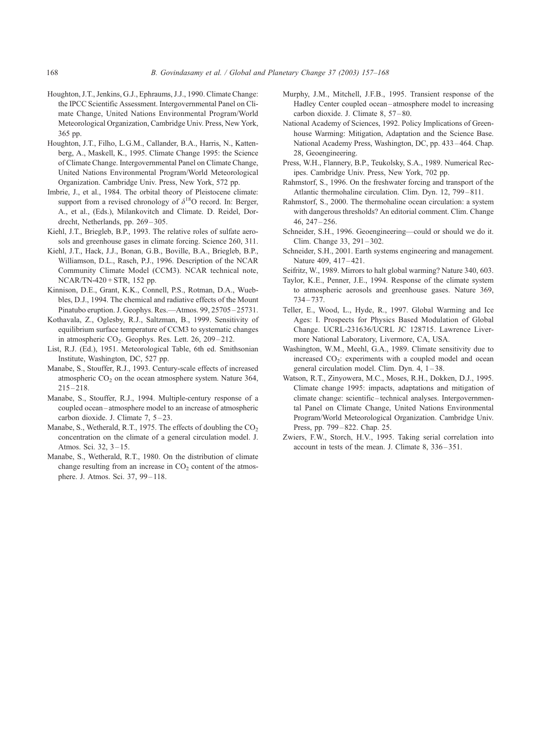Houghton, J.T., Jenkins, G.J., Ephraums, J.J., 1990. Climate Change: the IPCC Scientific Assessment. Intergovernmental Panel on Climate Change, United Nations Environmental Program/World Meteorological Organization, Cambridge Univ. Press, New York, 365 pp.

Houghton, J.T., Filho, L.G.M., Callander, B.A., Harris, N., Kattenberg, A., Maskell, K., 1995. Climate Change 1995: the Science of Climate Change. Intergovernmental Panel on Climate Change, United Nations Environmental Program/World Meteorological Organization. Cambridge Univ. Press, New York, 572 pp.

Imbrie, J., et al., 1984. The orbital theory of Pleistocene climate: support from a revised chronology of $\delta^{18}O$ record. In: Berger, A., et al., (Eds.), Milankovitch and Climate. D. Reidel, Dordrecht, Netherlands, pp. 269–305.

Kiehl, J.T., Briegleb, B.P., 1993. The relative roles of sulfate aerosols and greenhouse gases in climate forcing. Science 260, 311.

Kiehl, J.T., Hack, J.J., Bonan, G.B., Boville, B.A., Briegleb, B.P., Williamson, D.L., Rasch, P.J., 1996. Description of the NCAR Community Climate Model (CCM3). NCAR technical note, NCAR/TN-420 + STR, 152 pp.

Kinnison, D.E., Grant, K.K., Connell, P.S., Rotman, D.A., Wuebbles, D.J., 1994. The chemical and radiative effects of the Mount Pinatubo eruption. J. Geophys. Res.—Atmos. 99, 25705–25731.

Kothavala, Z., Oglesby, R.J., Saltzman, B., 1999. Sensitivity of equilibrium surface temperature of CCM3 to systematic changes in atmospheric $CO_2$. Geophys. Res. Lett. 26, 209–212.

List, R.J. (Ed.), 1951. Meteorological Table, 6th ed. Smithsonian Institute, Washington, DC, 527 pp.

Manabe, S., Stouffer, R.J., 1993. Century-scale effects of increased atmospheric $CO_2$ on the ocean atmosphere system. Nature 364, 215–218.

Manabe, S., Stouffer, R.J., 1994. Multiple-century response of a coupled ocean–atmosphere model to an increase of atmospheric carbon dioxide. J. Climate 7, 5–23.

Manabe, S., Wetherald, R.T., 1975. The effects of doubling the $CO_2$ concentration on the climate of a general circulation model. J. Atmos. Sci. 32, 3–15.

Manabe, S., Wetherald, R.T., 1980. On the distribution of climate change resulting from an increase in $CO_2$ content of the atmosphere. J. Atmos. Sci. 37, 99–118.

Murphy, J.M., Mitchell, J.F.B., 1995. Transient response of the Hadley Center coupled ocean–atmosphere model to increasing carbon dioxide. J. Climate 8, 57–80.

National Academy of Sciences, 1992. Policy Implications of Greenhouse Warming: Mitigation, Adaptation and the Science Base. National Academy Press, Washington, DC, pp. 433–464. Chap. 28, Geoengineering.

Press, W.H., Flannery, B.P., Teukolsky, S.A., 1989. Numerical Recipes. Cambridge Univ. Press, New York, 702 pp.

Rahmstorf, S., 1996. On the freshwater forcing and transport of the Atlantic thermohaline circulation. Clim. Dyn. 12, 799–811.

Rahmstorf, S., 2000. The thermohaline ocean circulation: a system with dangerous thresholds? An editorial comment. Clim. Change 46, 247–256.

Schneider, S.H., 1996. Geoengineering—could or should we do it. Clim. Change 33, 291–302.

Schneider, S.H., 2001. Earth systems engineering and management. Nature 409, 417–421.

Seifritz, W., 1989. Mirrors to halt global warming? Nature 340, 603.

Taylor, K.E., Penner, J.E., 1994. Response of the climate system to atmospheric aerosols and greenhouse gases. Nature 369, 734–737.

Teller, E., Wood, L., Hyde, R., 1997. Global Warming and Ice Ages: I. Prospects for Physics Based Modulation of Global Change. UCRL-231636/UCRL JC 128715. Lawrence Livermore National Laboratory, Livermore, CA, USA.

Washington, W.M., Meehl, G.A., 1989. Climate sensitivity due to increased $CO_2$: experiments with a coupled model and ocean general circulation model. Clim. Dyn. 4, 1–38.

Watson, R.T., Zinyowera, M.C., Moses, R.H., Dokken, D.J., 1995. Climate change 1995: impacts, adaptations and mitigation of climate change: scientific–technical analyses. Intergovernmental Panel on Climate Change, United Nations Environmental Program/World Meteorological Organization. Cambridge Univ. Press, pp. 799–822. Chap. 25.

Zwiers, F.W., Storch, H.V., 1995. Taking serial correlation into account in tests of the mean. J. Climate 8, 336–351.